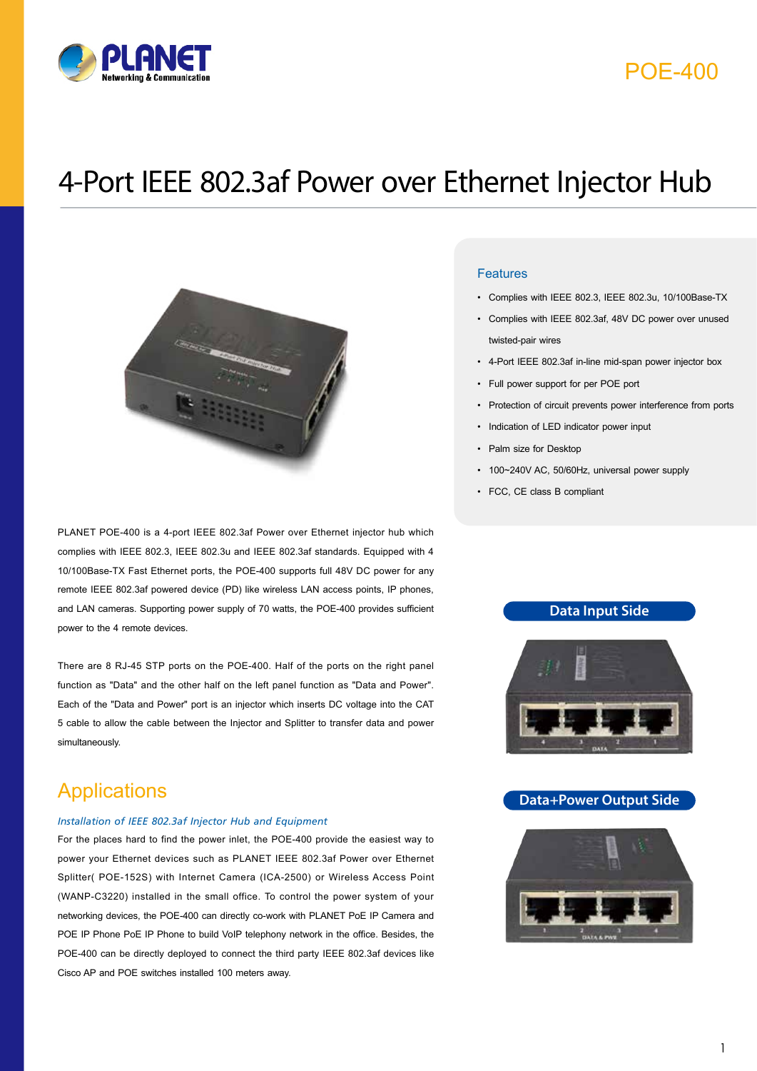POE-400

# 4-Port IEEE 802.3af Power over Ethernet Injector Hub

## Features

- Complies with IEEE 802.3, IEEE 802.3u, 10/100Base-TX
- Complies with IEEE 802.3af, 48V DC power over unused twisted-pair wires
- 4-Port IEEE 802.3af in-line mid-span power injector box
- Full power support for per POE port
- Protection of circuit prevents power interference from ports
- Indication of LED indicator power input
- Palm size for Desktop
- 100~240V AC, 50/60Hz, universal power supply
- FCC, CE class B compliant

PLANET POE-400 is a 4-port IEEE 802.3af Power over Ethernet injector hub which complies with IEEE 802.3, IEEE 802.3u and IEEE 802.3af standards. Equipped with 4 10/100Base-TX Fast Ethernet ports, the POE-400 supports full 48V DC power for any remote IEEE 802.3af powered device (PD) like wireless LAN access points, IP phones, and LAN cameras. Supporting power supply of 70 watts, the POE-400 provides sufficient power to the 4 remote devices.

There are 8 RJ-45 STP ports on the POE-400. Half of the ports on the right panel function as "Data" and the other half on the left panel function as "Data and Power". Each of the "Data and Power" port is an injector which inserts DC voltage into the CAT 5 cable to allow the cable between the Injector and Splitter to transfer data and power simultaneously.

Data Input Side

Data+Power Output Side

## Applications

*Installation of IEEE 802.3af Injector Hub and Equipment*

For the places hard to find the power inlet, the POE-400 provide the easiest way to power your Ethernet devices such as PLANET IEEE 802.3af Power over Ethernet Splitter( POE-152S) with Internet Camera (ICA-2500) or Wireless Access Point (WANP-C3220) installed in the small office. To control the power system of your networking devices, the POE-400 can directly co-work with PLANET PoE IP Camera and POE IP Phone PoE IP Phone to build VoIP telephony network in the office. Besides, the POE-400 can be directly deployed to connect the third party IEEE 802.3af devices like Cisco AP and POE switches installed 100 meters away.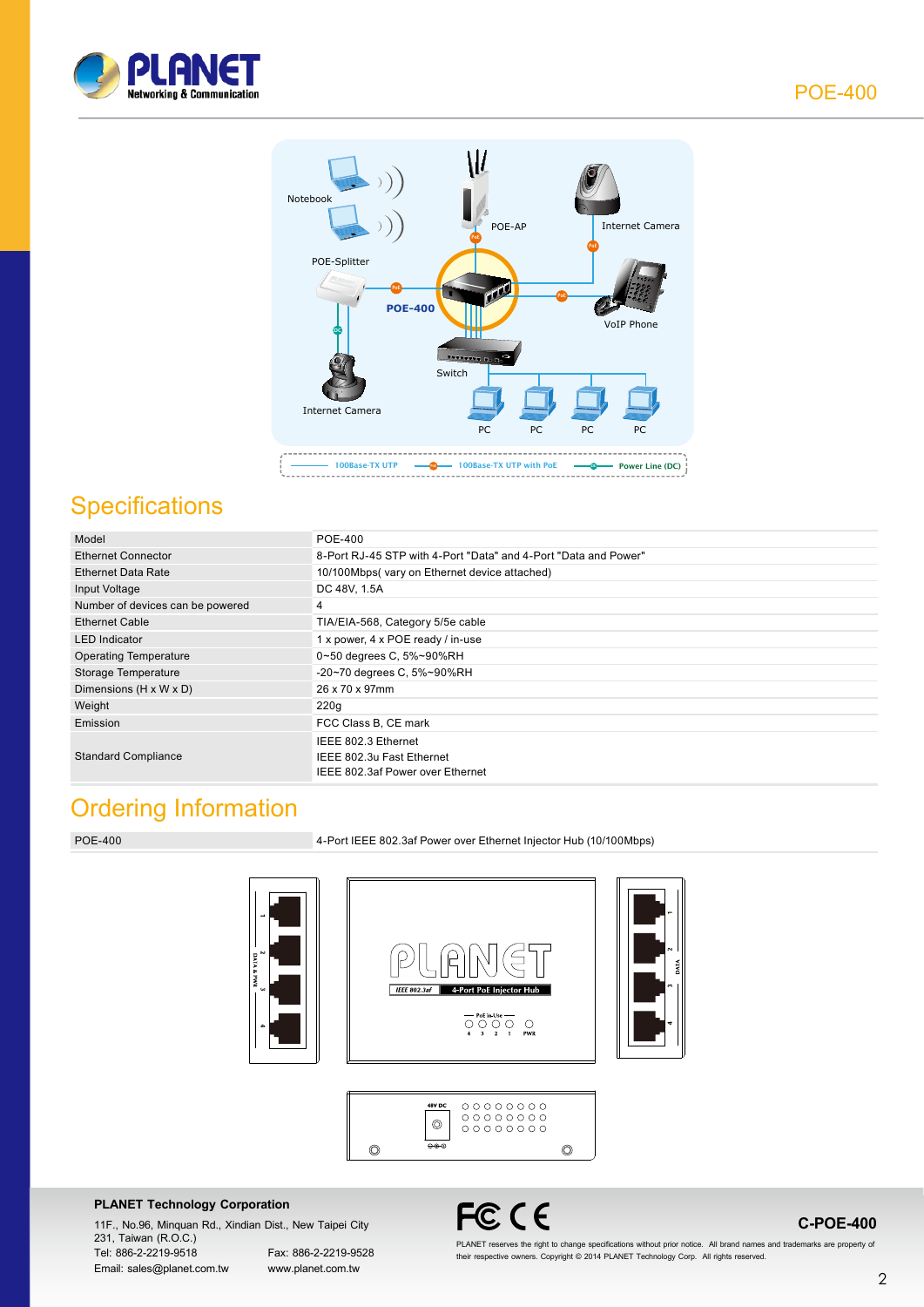## Specifications

| | |
|---|---|
| Model | POE-400 |
| Ethernet Connector | 8-Port RJ-45 STP with 4-Port "Data" and 4-Port "Data and Power" |
| Ethernet Data Rate | 10/100Mbps( vary on Ethernet device attached) |
| Input Voltage | DC 48V, 1.5A |
| Number of devices can be powered | 4 |
| Ethernet Cable | TIA/EIA-568, Category 5/5e cable |
| LED Indicator | 1 x power, 4 x POE ready / in-use |
| Operating Temperature | 0~50 degrees C, 5%~90%RH |
| Storage Temperature | -20~70 degrees C, 5%~90%RH |
| Dimensions (H x W x D) | 26 x 70 x 97mm |
| Weight | 220g |
| Emission | FCC Class B, CE mark |
| Standard Compliance | IEEE 802.3 Ethernet<br>IEEE 802.3u Fast Ethernet<br>IEEE 802.3af Power over Ethernet |

## Ordering Information

| | |
|---|---|
| POE-400 | 4-Port IEEE 802.3af Power over Ethernet Injector Hub (10/100Mbps) |

**PLANET Technology Corporation**

11F., No.96, Minquan Rd., Xindian Dist., New Taipei City 231, Taiwan (R.O.C.)
Tel: 886-2-2219-9518 Fax: 886-2-2219-9528
Email: sales@planet.com.tw www.planet.com.tw

C-POE-400

PLANET reserves the right to change specifications without prior notice. All brand names and trademarks are property of their respective owners. Copyright © 2014 PLANET Technology Corp. All rights reserved.